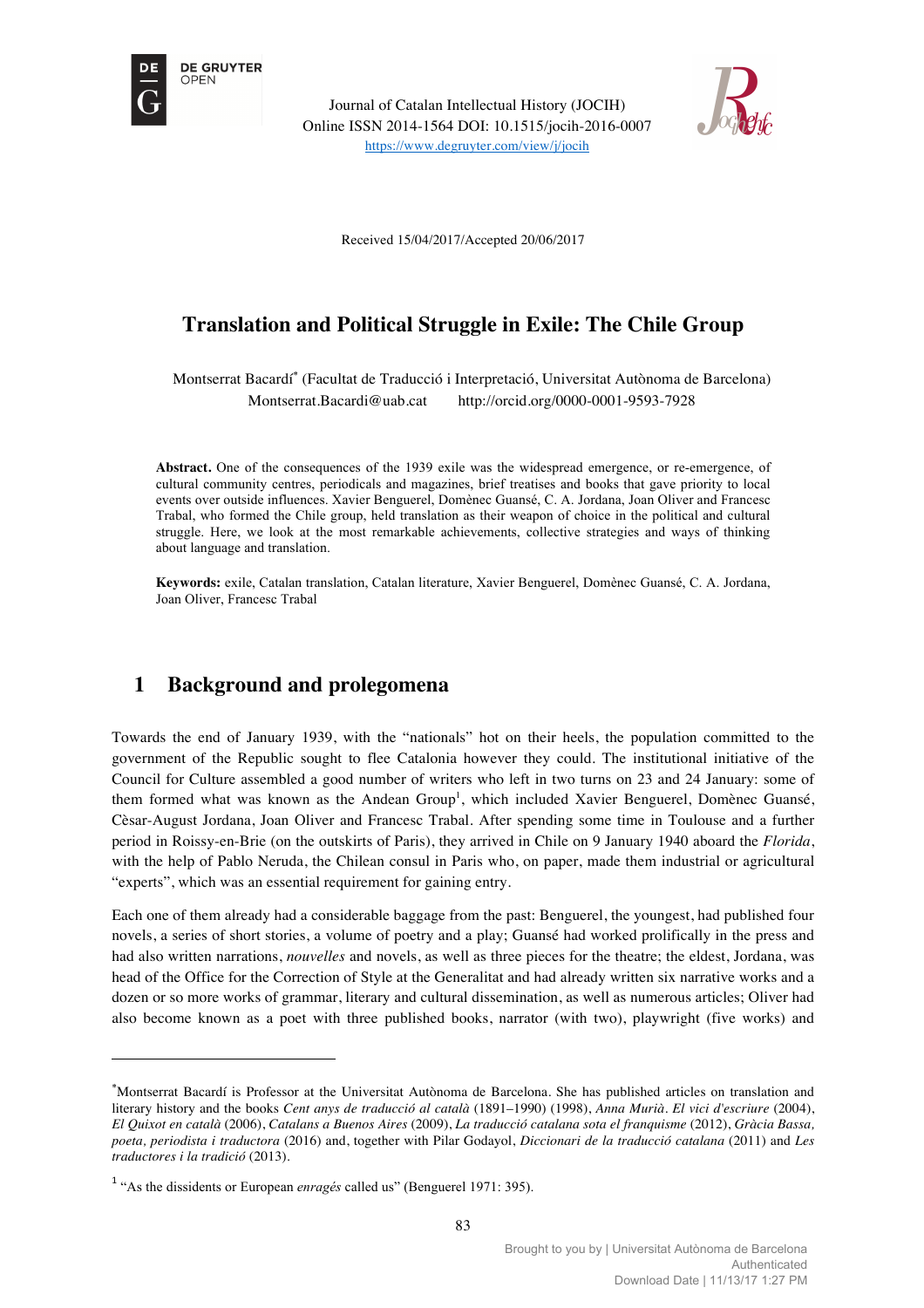Journal of Catalan Intellectual History (JOCIH)
Online ISSN 2014-1564 DOI: 10.1515/jocih-2016-0007
https://www.degruyter.com/view/j/jocih

Received 15/04/2017/Accepted 20/06/2017

# Translation and Political Struggle in Exile: The Chile Group

Montserrat Bacardí* (Facultat de Traducció i Interpretació, Universitat Autònoma de Barcelona)
Montserrat.Bacardi@uab.cat http://orcid.org/0000-0001-9593-7928

**Abstract.** One of the consequences of the 1939 exile was the widespread emergence, or re-emergence, of cultural community centres, periodicals and magazines, brief treatises and books that gave priority to local events over outside influences. Xavier Benguerel, Domènec Guansé, C. A. Jordana, Joan Oliver and Francesc Trabal, who formed the Chile group, held translation as their weapon of choice in the political and cultural struggle. Here, we look at the most remarkable achievements, collective strategies and ways of thinking about language and translation.

**Keywords:** exile, Catalan translation, Catalan literature, Xavier Benguerel, Domènec Guansé, C. A. Jordana, Joan Oliver, Francesc Trabal

## 1 Background and prolegomena

Towards the end of January 1939, with the "nationals" hot on their heels, the population committed to the government of the Republic sought to flee Catalonia however they could. The institutional initiative of the Council for Culture assembled a good number of writers who left in two turns on 23 and 24 January: some of them formed what was known as the Andean Group[1], which included Xavier Benguerel, Domènec Guansé, Cèsar-August Jordana, Joan Oliver and Francesc Trabal. After spending some time in Toulouse and a further period in Roissy-en-Brie (on the outskirts of Paris), they arrived in Chile on 9 January 1940 aboard the *Florida*, with the help of Pablo Neruda, the Chilean consul in Paris who, on paper, made them industrial or agricultural "experts", which was an essential requirement for gaining entry.

Each one of them already had a considerable baggage from the past: Benguerel, the youngest, had published four novels, a series of short stories, a volume of poetry and a play; Guansé had worked prolifically in the press and had also written narrations, *nouvelles* and novels, as well as three pieces for the theatre; the eldest, Jordana, was head of the Office for the Correction of Style at the Generalitat and had already written six narrative works and a dozen or so more works of grammar, literary and cultural dissemination, as well as numerous articles; Oliver had also become known as a poet with three published books, narrator (with two), playwright (five works) and

---

*Montserrat Bacardí is Professor at the Universitat Autònoma de Barcelona. She has published articles on translation and literary history and the books *Cent anys de traducció al català* (1891–1990) (1998), *Anna Murià. El vici d'escriure* (2004), *El Quixot en català* (2006), *Catalans a Buenos Aires* (2009), *La traducció catalana sota el franquisme* (2012), *Gràcia Bassa, poeta, periodista i traductora* (2016) and, together with Pilar Godayol, *Diccionari de la traducció catalana* (2011) and *Les traductores i la tradició* (2013).

[1] "As the dissidents or European *enragés* called us" (Benguerel 1971: 395).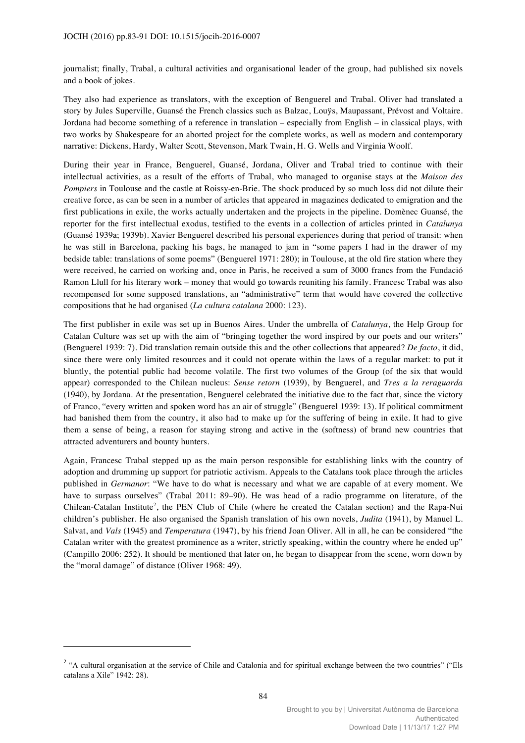journalist; finally, Trabal, a cultural activities and organisational leader of the group, had published six novels and a book of jokes.

They also had experience as translators, with the exception of Benguerel and Trabal. Oliver had translated a story by Jules Superville, Guansé the French classics such as Balzac, Louÿs, Maupassant, Prévost and Voltaire. Jordana had become something of a reference in translation – especially from English – in classical plays, with two works by Shakespeare for an aborted project for the complete works, as well as modern and contemporary narrative: Dickens, Hardy, Walter Scott, Stevenson, Mark Twain, H. G. Wells and Virginia Woolf.

During their year in France, Benguerel, Guansé, Jordana, Oliver and Trabal tried to continue with their intellectual activities, as a result of the efforts of Trabal, who managed to organise stays at the *Maison des Pompiers* in Toulouse and the castle at Roissy-en-Brie. The shock produced by so much loss did not dilute their creative force, as can be seen in a number of articles that appeared in magazines dedicated to emigration and the first publications in exile, the works actually undertaken and the projects in the pipeline. Domènec Guansé, the reporter for the first intellectual exodus, testified to the events in a collection of articles printed in *Catalunya* (Guansé 1939a; 1939b). Xavier Benguerel described his personal experiences during that period of transit: when he was still in Barcelona, packing his bags, he managed to jam in "some papers I had in the drawer of my bedside table: translations of some poems" (Benguerel 1971: 280); in Toulouse, at the old fire station where they were received, he carried on working and, once in Paris, he received a sum of 3000 francs from the Fundació Ramon Llull for his literary work – money that would go towards reuniting his family. Francesc Trabal was also recompensed for some supposed translations, an "administrative" term that would have covered the collective compositions that he had organised (*La cultura catalana* 2000: 123).

The first publisher in exile was set up in Buenos Aires. Under the umbrella of *Catalunya*, the Help Group for Catalan Culture was set up with the aim of "bringing together the word inspired by our poets and our writers" (Benguerel 1939: 7). Did translation remain outside this and the other collections that appeared? *De facto*, it did, since there were only limited resources and it could not operate within the laws of a regular market: to put it bluntly, the potential public had become volatile. The first two volumes of the Group (of the six that would appear) corresponded to the Chilean nucleus: *Sense retorn* (1939), by Benguerel, and *Tres a la reraguarda* (1940), by Jordana. At the presentation, Benguerel celebrated the initiative due to the fact that, since the victory of Franco, "every written and spoken word has an air of struggle" (Benguerel 1939: 13). If political commitment had banished them from the country, it also had to make up for the suffering of being in exile. It had to give them a sense of being, a reason for staying strong and active in the (softness) of brand new countries that attracted adventurers and bounty hunters.

Again, Francesc Trabal stepped up as the main person responsible for establishing links with the country of adoption and drumming up support for patriotic activism. Appeals to the Catalans took place through the articles published in *Germanor*: "We have to do what is necessary and what we are capable of at every moment. We have to surpass ourselves" (Trabal 2011: 89–90). He was head of a radio programme on literature, of the Chilean-Catalan Institute[2], the PEN Club of Chile (where he created the Catalan section) and the Rapa-Nui children's publisher. He also organised the Spanish translation of his own novels, *Judita* (1941), by Manuel L. Salvat, and *Vals* (1945) and *Temperatura* (1947), by his friend Joan Oliver. All in all, he can be considered "the Catalan writer with the greatest prominence as a writer, strictly speaking, within the country where he ended up" (Campillo 2006: 252). It should be mentioned that later on, he began to disappear from the scene, worn down by the "moral damage" of distance (Oliver 1968: 49).

---

[2] "A cultural organisation at the service of Chile and Catalonia and for spiritual exchange between the two countries" ("Els catalans a Xile" 1942: 28).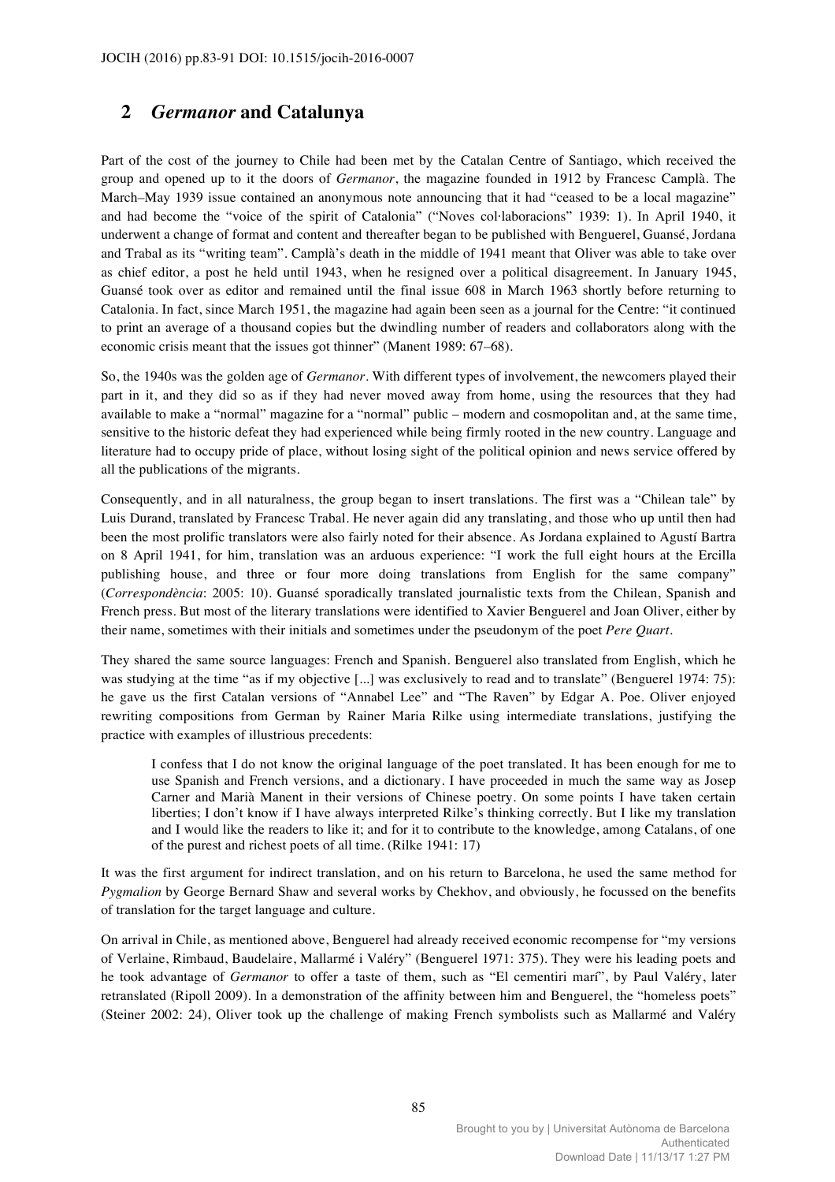## 2 *Germanor* and Catalunya

Part of the cost of the journey to Chile had been met by the Catalan Centre of Santiago, which received the group and opened up to it the doors of *Germanor*, the magazine founded in 1912 by Francesc Camplà. The March–May 1939 issue contained an anonymous note announcing that it had "ceased to be a local magazine" and had become the "voice of the spirit of Catalonia" ("Noves col·laboracions" 1939: 1). In April 1940, it underwent a change of format and content and thereafter began to be published with Benguerel, Guansé, Jordana and Trabal as its "writing team". Camplà's death in the middle of 1941 meant that Oliver was able to take over as chief editor, a post he held until 1943, when he resigned over a political disagreement. In January 1945, Guansé took over as editor and remained until the final issue 608 in March 1963 shortly before returning to Catalonia. In fact, since March 1951, the magazine had again been seen as a journal for the Centre: "it continued to print an average of a thousand copies but the dwindling number of readers and collaborators along with the economic crisis meant that the issues got thinner" (Manent 1989: 67–68).

So, the 1940s was the golden age of *Germanor*. With different types of involvement, the newcomers played their part in it, and they did so as if they had never moved away from home, using the resources that they had available to make a "normal" magazine for a "normal" public – modern and cosmopolitan and, at the same time, sensitive to the historic defeat they had experienced while being firmly rooted in the new country. Language and literature had to occupy pride of place, without losing sight of the political opinion and news service offered by all the publications of the migrants.

Consequently, and in all naturalness, the group began to insert translations. The first was a "Chilean tale" by Luis Durand, translated by Francesc Trabal. He never again did any translating, and those who up until then had been the most prolific translators were also fairly noted for their absence. As Jordana explained to Agustí Bartra on 8 April 1941, for him, translation was an arduous experience: "I work the full eight hours at the Ercilla publishing house, and three or four more doing translations from English for the same company" (*Correspondència*: 2005: 10). Guansé sporadically translated journalistic texts from the Chilean, Spanish and French press. But most of the literary translations were identified to Xavier Benguerel and Joan Oliver, either by their name, sometimes with their initials and sometimes under the pseudonym of the poet *Pere Quart*.

They shared the same source languages: French and Spanish. Benguerel also translated from English, which he was studying at the time "as if my objective [...] was exclusively to read and to translate" (Benguerel 1974: 75): he gave us the first Catalan versions of "Annabel Lee" and "The Raven" by Edgar A. Poe. Oliver enjoyed rewriting compositions from German by Rainer Maria Rilke using intermediate translations, justifying the practice with examples of illustrious precedents:

> I confess that I do not know the original language of the poet translated. It has been enough for me to use Spanish and French versions, and a dictionary. I have proceeded in much the same way as Josep Carner and Marià Manent in their versions of Chinese poetry. On some points I have taken certain liberties; I don't know if I have always interpreted Rilke's thinking correctly. But I like my translation and I would like the readers to like it; and for it to contribute to the knowledge, among Catalans, of one of the purest and richest poets of all time. (Rilke 1941: 17)

It was the first argument for indirect translation, and on his return to Barcelona, he used the same method for *Pygmalion* by George Bernard Shaw and several works by Chekhov, and obviously, he focussed on the benefits of translation for the target language and culture.

On arrival in Chile, as mentioned above, Benguerel had already received economic recompense for "my versions of Verlaine, Rimbaud, Baudelaire, Mallarmé i Valéry" (Benguerel 1971: 375). They were his leading poets and he took advantage of *Germanor* to offer a taste of them, such as "El cementiri marí", by Paul Valéry, later retranslated (Ripoll 2009). In a demonstration of the affinity between him and Benguerel, the "homeless poets" (Steiner 2002: 24), Oliver took up the challenge of making French symbolists such as Mallarmé and Valéry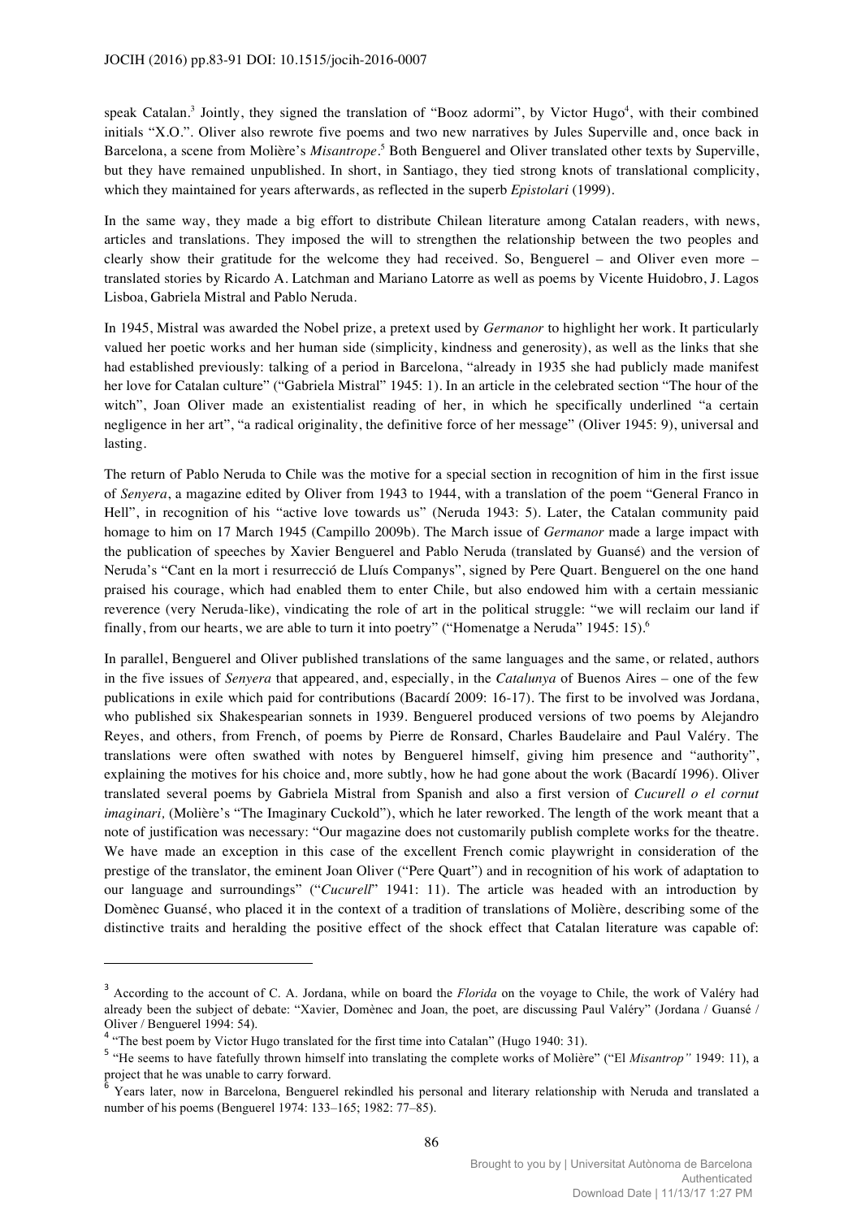speak Catalan.[3] Jointly, they signed the translation of "Booz adormi", by Victor Hugo[4], with their combined initials "X.O.". Oliver also rewrote five poems and two new narratives by Jules Superville and, once back in Barcelona, a scene from Molière's *Misantrope*.[5] Both Benguerel and Oliver translated other texts by Superville, but they have remained unpublished. In short, in Santiago, they tied strong knots of translational complicity, which they maintained for years afterwards, as reflected in the superb *Epistolari* (1999).

In the same way, they made a big effort to distribute Chilean literature among Catalan readers, with news, articles and translations. They imposed the will to strengthen the relationship between the two peoples and clearly show their gratitude for the welcome they had received. So, Benguerel – and Oliver even more – translated stories by Ricardo A. Latchman and Mariano Latorre as well as poems by Vicente Huidobro, J. Lagos Lisboa, Gabriela Mistral and Pablo Neruda.

In 1945, Mistral was awarded the Nobel prize, a pretext used by *Germanor* to highlight her work. It particularly valued her poetic works and her human side (simplicity, kindness and generosity), as well as the links that she had established previously: talking of a period in Barcelona, "already in 1935 she had publicly made manifest her love for Catalan culture" ("Gabriela Mistral" 1945: 1). In an article in the celebrated section "The hour of the witch", Joan Oliver made an existentialist reading of her, in which he specifically underlined "a certain negligence in her art", "a radical originality, the definitive force of her message" (Oliver 1945: 9), universal and lasting.

The return of Pablo Neruda to Chile was the motive for a special section in recognition of him in the first issue of *Senyera*, a magazine edited by Oliver from 1943 to 1944, with a translation of the poem "General Franco in Hell", in recognition of his "active love towards us" (Neruda 1943: 5). Later, the Catalan community paid homage to him on 17 March 1945 (Campillo 2009b). The March issue of *Germanor* made a large impact with the publication of speeches by Xavier Benguerel and Pablo Neruda (translated by Guansé) and the version of Neruda's "Cant en la mort i resurrecció de Lluís Companys", signed by Pere Quart. Benguerel on the one hand praised his courage, which had enabled them to enter Chile, but also endowed him with a certain messianic reverence (very Neruda-like), vindicating the role of art in the political struggle: "we will reclaim our land if finally, from our hearts, we are able to turn it into poetry" ("Homenatge a Neruda" 1945: 15).[6]

In parallel, Benguerel and Oliver published translations of the same languages and the same, or related, authors in the five issues of *Senyera* that appeared, and, especially, in the *Catalunya* of Buenos Aires – one of the few publications in exile which paid for contributions (Bacardí 2009: 16-17). The first to be involved was Jordana, who published six Shakespearian sonnets in 1939. Benguerel produced versions of two poems by Alejandro Reyes, and others, from French, of poems by Pierre de Ronsard, Charles Baudelaire and Paul Valéry. The translations were often swathed with notes by Benguerel himself, giving him presence and "authority", explaining the motives for his choice and, more subtly, how he had gone about the work (Bacardí 1996). Oliver translated several poems by Gabriela Mistral from Spanish and also a first version of *Cucurell o el cornut imaginari,* (Molière's "The Imaginary Cuckold"), which he later reworked. The length of the work meant that a note of justification was necessary: "Our magazine does not customarily publish complete works for the theatre. We have made an exception in this case of the excellent French comic playwright in consideration of the prestige of the translator, the eminent Joan Oliver ("Pere Quart") and in recognition of his work of adaptation to our language and surroundings" ("*Cucurell*" 1941: 11). The article was headed with an introduction by Domènec Guansé, who placed it in the context of a tradition of translations of Molière, describing some of the distinctive traits and heralding the positive effect of the shock effect that Catalan literature was capable of:

---

[3] According to the account of C. A. Jordana, while on board the *Florida* on the voyage to Chile, the work of Valéry had already been the subject of debate: "Xavier, Domènec and Joan, the poet, are discussing Paul Valéry" (Jordana / Guansé / Oliver / Benguerel 1994: 54).

[4] "The best poem by Victor Hugo translated for the first time into Catalan" (Hugo 1940: 31).

[5] "He seems to have fatefully thrown himself into translating the complete works of Molière" ("El *Misantrop"* 1949: 11), a project that he was unable to carry forward.

[6] Years later, now in Barcelona, Benguerel rekindled his personal and literary relationship with Neruda and translated a number of his poems (Benguerel 1974: 133–165; 1982: 77–85).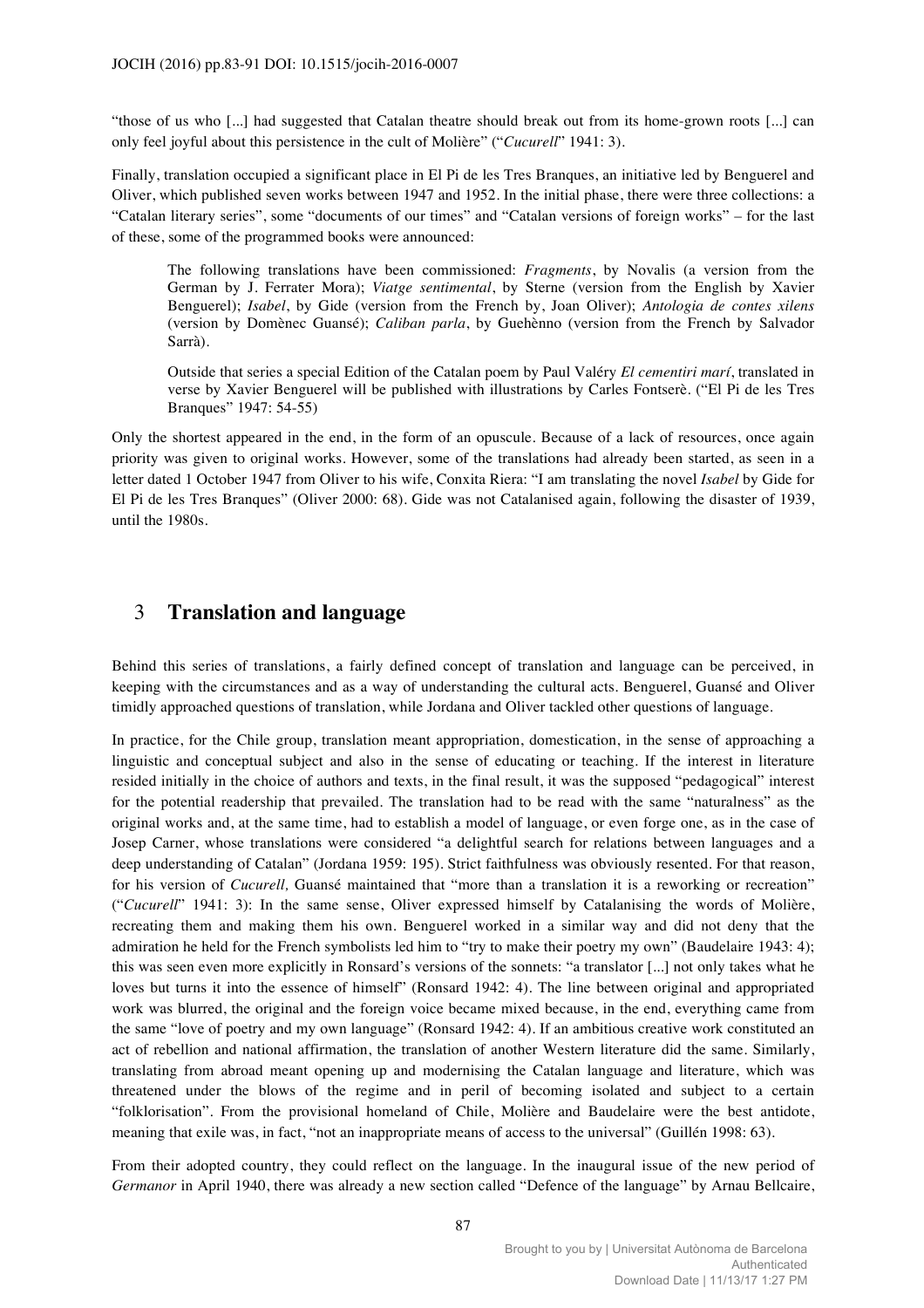"those of us who [...] had suggested that Catalan theatre should break out from its home-grown roots [...] can only feel joyful about this persistence in the cult of Molière" ("*Cucurell*" 1941: 3).

Finally, translation occupied a significant place in El Pi de les Tres Branques, an initiative led by Benguerel and Oliver, which published seven works between 1947 and 1952. In the initial phase, there were three collections: a "Catalan literary series", some "documents of our times" and "Catalan versions of foreign works" – for the last of these, some of the programmed books were announced:

> The following translations have been commissioned: *Fragments*, by Novalis (a version from the German by J. Ferrater Mora); *Viatge sentimental*, by Sterne (version from the English by Xavier Benguerel); *Isabel*, by Gide (version from the French by, Joan Oliver); *Antologia de contes xilens* (version by Domènec Guansé); *Caliban parla*, by Guehènno (version from the French by Salvador Sarrà).
>
> Outside that series a special Edition of the Catalan poem by Paul Valéry *El cementiri marí*, translated in verse by Xavier Benguerel will be published with illustrations by Carles Fontserè. ("El Pi de les Tres Branques" 1947: 54-55)

Only the shortest appeared in the end, in the form of an opuscule. Because of a lack of resources, once again priority was given to original works. However, some of the translations had already been started, as seen in a letter dated 1 October 1947 from Oliver to his wife, Conxita Riera: "I am translating the novel *Isabel* by Gide for El Pi de les Tres Branques" (Oliver 2000: 68). Gide was not Catalanised again, following the disaster of 1939, until the 1980s.

## 3 Translation and language

Behind this series of translations, a fairly defined concept of translation and language can be perceived, in keeping with the circumstances and as a way of understanding the cultural acts. Benguerel, Guansé and Oliver timidly approached questions of translation, while Jordana and Oliver tackled other questions of language.

In practice, for the Chile group, translation meant appropriation, domestication, in the sense of approaching a linguistic and conceptual subject and also in the sense of educating or teaching. If the interest in literature resided initially in the choice of authors and texts, in the final result, it was the supposed "pedagogical" interest for the potential readership that prevailed. The translation had to be read with the same "naturalness" as the original works and, at the same time, had to establish a model of language, or even forge one, as in the case of Josep Carner, whose translations were considered "a delightful search for relations between languages and a deep understanding of Catalan" (Jordana 1959: 195). Strict faithfulness was obviously resented. For that reason, for his version of *Cucurell,* Guansé maintained that "more than a translation it is a reworking or recreation" ("*Cucurell*" 1941: 3): In the same sense, Oliver expressed himself by Catalanising the words of Molière, recreating them and making them his own. Benguerel worked in a similar way and did not deny that the admiration he held for the French symbolists led him to "try to make their poetry my own" (Baudelaire 1943: 4); this was seen even more explicitly in Ronsard's versions of the sonnets: "a translator [...] not only takes what he loves but turns it into the essence of himself" (Ronsard 1942: 4). The line between original and appropriated work was blurred, the original and the foreign voice became mixed because, in the end, everything came from the same "love of poetry and my own language" (Ronsard 1942: 4). If an ambitious creative work constituted an act of rebellion and national affirmation, the translation of another Western literature did the same. Similarly, translating from abroad meant opening up and modernising the Catalan language and literature, which was threatened under the blows of the regime and in peril of becoming isolated and subject to a certain "folklorisation". From the provisional homeland of Chile, Molière and Baudelaire were the best antidote, meaning that exile was, in fact, "not an inappropriate means of access to the universal" (Guillén 1998: 63).

From their adopted country, they could reflect on the language. In the inaugural issue of the new period of *Germanor* in April 1940, there was already a new section called "Defence of the language" by Arnau Bellcaire,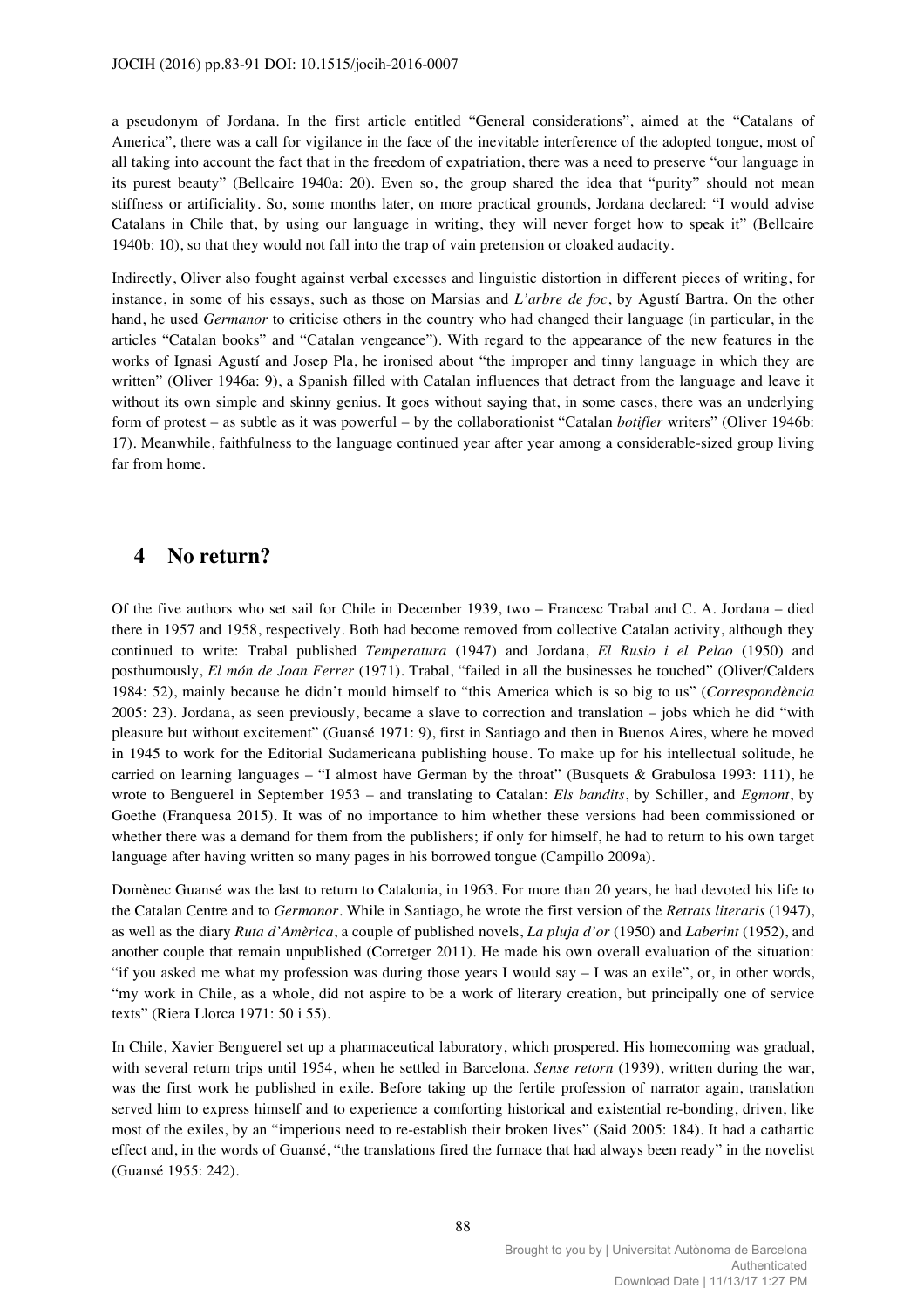a pseudonym of Jordana. In the first article entitled "General considerations", aimed at the "Catalans of America", there was a call for vigilance in the face of the inevitable interference of the adopted tongue, most of all taking into account the fact that in the freedom of expatriation, there was a need to preserve "our language in its purest beauty" (Bellcaire 1940a: 20). Even so, the group shared the idea that "purity" should not mean stiffness or artificiality. So, some months later, on more practical grounds, Jordana declared: "I would advise Catalans in Chile that, by using our language in writing, they will never forget how to speak it" (Bellcaire 1940b: 10), so that they would not fall into the trap of vain pretension or cloaked audacity.

Indirectly, Oliver also fought against verbal excesses and linguistic distortion in different pieces of writing, for instance, in some of his essays, such as those on Marsias and *L'arbre de foc*, by Agustí Bartra. On the other hand, he used *Germanor* to criticise others in the country who had changed their language (in particular, in the articles "Catalan books" and "Catalan vengeance"). With regard to the appearance of the new features in the works of Ignasi Agustí and Josep Pla, he ironised about "the improper and tinny language in which they are written" (Oliver 1946a: 9), a Spanish filled with Catalan influences that detract from the language and leave it without its own simple and skinny genius. It goes without saying that, in some cases, there was an underlying form of protest – as subtle as it was powerful – by the collaborationist "Catalan *botifler* writers" (Oliver 1946b: 17). Meanwhile, faithfulness to the language continued year after year among a considerable-sized group living far from home.

## 4 No return?

Of the five authors who set sail for Chile in December 1939, two – Francesc Trabal and C. A. Jordana – died there in 1957 and 1958, respectively. Both had become removed from collective Catalan activity, although they continued to write: Trabal published *Temperatura* (1947) and Jordana, *El Rusio i el Pelao* (1950) and posthumously, *El món de Joan Ferrer* (1971). Trabal, "failed in all the businesses he touched" (Oliver/Calders 1984: 52), mainly because he didn't mould himself to "this America which is so big to us" (*Correspondència* 2005: 23). Jordana, as seen previously, became a slave to correction and translation – jobs which he did "with pleasure but without excitement" (Guansé 1971: 9), first in Santiago and then in Buenos Aires, where he moved in 1945 to work for the Editorial Sudamericana publishing house. To make up for his intellectual solitude, he carried on learning languages – "I almost have German by the throat" (Busquets & Grabulosa 1993: 111), he wrote to Benguerel in September 1953 – and translating to Catalan: *Els bandits*, by Schiller, and *Egmont*, by Goethe (Franquesa 2015). It was of no importance to him whether these versions had been commissioned or whether there was a demand for them from the publishers; if only for himself, he had to return to his own target language after having written so many pages in his borrowed tongue (Campillo 2009a).

Domènec Guansé was the last to return to Catalonia, in 1963. For more than 20 years, he had devoted his life to the Catalan Centre and to *Germanor*. While in Santiago, he wrote the first version of the *Retrats literaris* (1947), as well as the diary *Ruta d'Amèrica*, a couple of published novels, *La pluja d'or* (1950) and *Laberint* (1952), and another couple that remain unpublished (Corretger 2011). He made his own overall evaluation of the situation: "if you asked me what my profession was during those years I would say – I was an exile", or, in other words, "my work in Chile, as a whole, did not aspire to be a work of literary creation, but principally one of service texts" (Riera Llorca 1971: 50 i 55).

In Chile, Xavier Benguerel set up a pharmaceutical laboratory, which prospered. His homecoming was gradual, with several return trips until 1954, when he settled in Barcelona. *Sense retorn* (1939), written during the war, was the first work he published in exile. Before taking up the fertile profession of narrator again, translation served him to express himself and to experience a comforting historical and existential re-bonding, driven, like most of the exiles, by an "imperious need to re-establish their broken lives" (Said 2005: 184). It had a cathartic effect and, in the words of Guansé, "the translations fired the furnace that had always been ready" in the novelist (Guansé 1955: 242).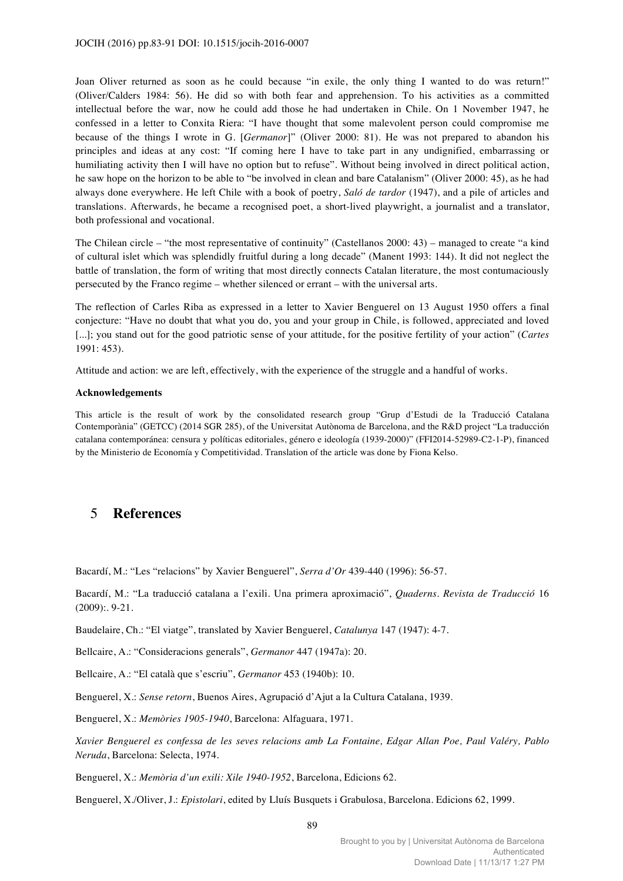Joan Oliver returned as soon as he could because "in exile, the only thing I wanted to do was return!" (Oliver/Calders 1984: 56). He did so with both fear and apprehension. To his activities as a committed intellectual before the war, now he could add those he had undertaken in Chile. On 1 November 1947, he confessed in a letter to Conxita Riera: "I have thought that some malevolent person could compromise me because of the things I wrote in G. [*Germanor*]" (Oliver 2000: 81). He was not prepared to abandon his principles and ideas at any cost: "If coming here I have to take part in any undignified, embarrassing or humiliating activity then I will have no option but to refuse". Without being involved in direct political action, he saw hope on the horizon to be able to "be involved in clean and bare Catalanism" (Oliver 2000: 45), as he had always done everywhere. He left Chile with a book of poetry, *Saló de tardor* (1947), and a pile of articles and translations. Afterwards, he became a recognised poet, a short-lived playwright, a journalist and a translator, both professional and vocational.

The Chilean circle – "the most representative of continuity" (Castellanos 2000: 43) – managed to create "a kind of cultural islet which was splendidly fruitful during a long decade" (Manent 1993: 144). It did not neglect the battle of translation, the form of writing that most directly connects Catalan literature, the most contumaciously persecuted by the Franco regime – whether silenced or errant – with the universal arts.

The reflection of Carles Riba as expressed in a letter to Xavier Benguerel on 13 August 1950 offers a final conjecture: "Have no doubt that what you do, you and your group in Chile, is followed, appreciated and loved [...]; you stand out for the good patriotic sense of your attitude, for the positive fertility of your action" (*Cartes* 1991: 453).

Attitude and action: we are left, effectively, with the experience of the struggle and a handful of works.

**Acknowledgements**

This article is the result of work by the consolidated research group "Grup d'Estudi de la Traducció Catalana Contemporània" (GETCC) (2014 SGR 285), of the Universitat Autònoma de Barcelona, and the R&D project "La traducción catalana contemporánea: censura y políticas editoriales, género e ideología (1939-2000)" (FFI2014-52989-C2-1-P), financed by the Ministerio de Economía y Competitividad. Translation of the article was done by Fiona Kelso.

## 5 References

Bacardí, M.: "Les "relacions" by Xavier Benguerel", *Serra d'Or* 439-440 (1996): 56-57.

Bacardí, M.: "La traducció catalana a l'exili. Una primera aproximació", *Quaderns. Revista de Traducció* 16 (2009):. 9-21.

Baudelaire, Ch.: "El viatge", translated by Xavier Benguerel, *Catalunya* 147 (1947): 4-7.

Bellcaire, A.: "Consideracions generals", *Germanor* 447 (1947a): 20.

Bellcaire, A.: "El català que s'escriu", *Germanor* 453 (1940b): 10.

Benguerel, X.: *Sense retorn*, Buenos Aires, Agrupació d'Ajut a la Cultura Catalana, 1939.

Benguerel, X.: *Memòries 1905-1940*, Barcelona: Alfaguara, 1971.

*Xavier Benguerel es confessa de les seves relacions amb La Fontaine, Edgar Allan Poe, Paul Valéry, Pablo Neruda*, Barcelona: Selecta, 1974.

Benguerel, X.: *Memòria d'un exili: Xile 1940-1952*, Barcelona, Edicions 62.

Benguerel, X./Oliver, J.: *Epistolari*, edited by Lluís Busquets i Grabulosa, Barcelona. Edicions 62, 1999.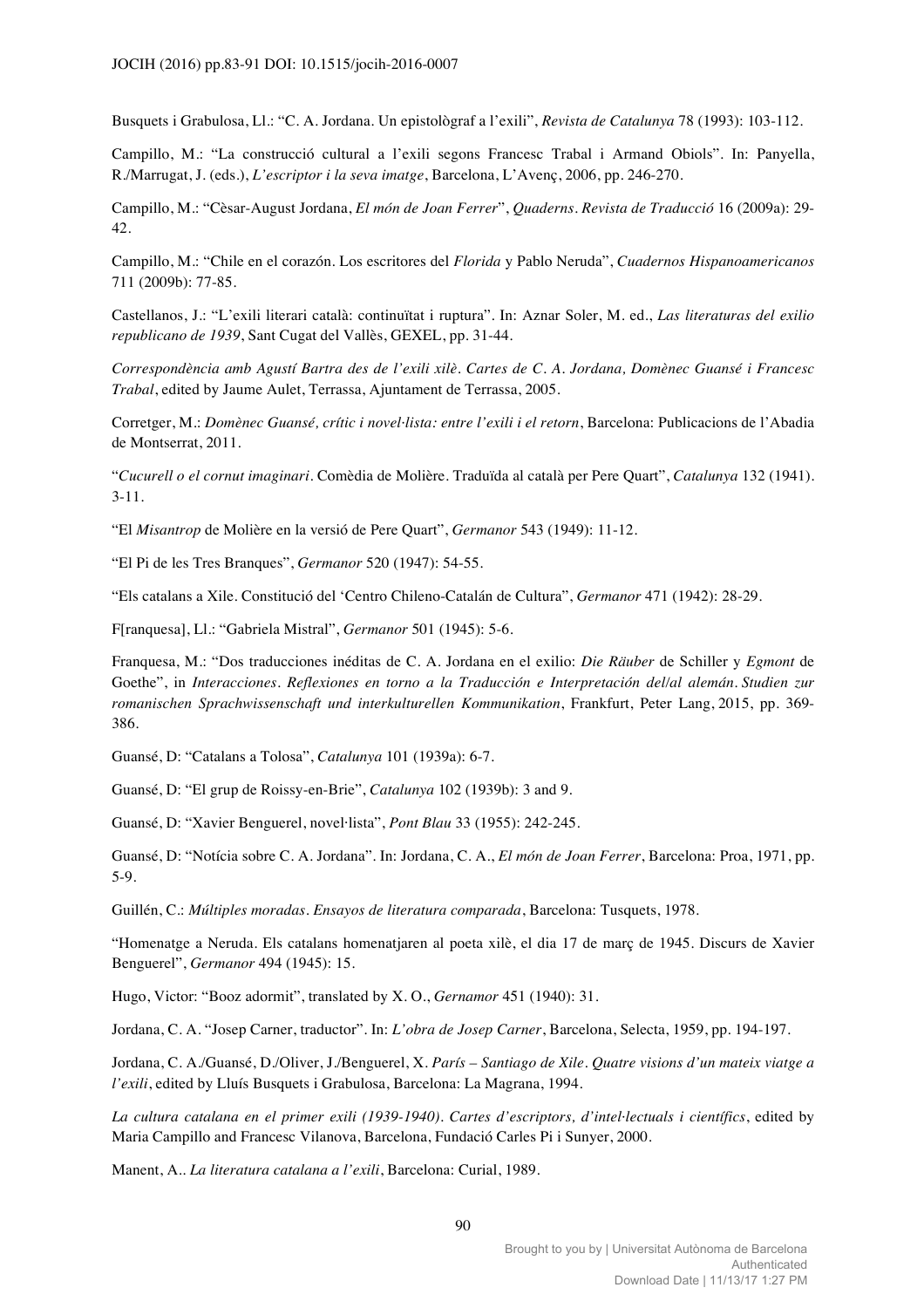Busquets i Grabulosa, Ll.: "C. A. Jordana. Un epistològraf a l'exili", *Revista de Catalunya* 78 (1993): 103-112.

Campillo, M.: "La construcció cultural a l'exili segons Francesc Trabal i Armand Obiols". In: Panyella, R./Marrugat, J. (eds.), *L'escriptor i la seva imatge*, Barcelona, L'Avenç, 2006, pp. 246-270.

Campillo, M.: "Cèsar-August Jordana, *El món de Joan Ferrer*", *Quaderns. Revista de Traducció* 16 (2009a): 29-42.

Campillo, M.: "Chile en el corazón. Los escritores del *Florida* y Pablo Neruda", *Cuadernos Hispanoamericanos* 711 (2009b): 77-85.

Castellanos, J.: "L'exili literari català: continuïtat i ruptura". In: Aznar Soler, M. ed., *Las literaturas del exilio republicano de 1939*, Sant Cugat del Vallès, GEXEL, pp. 31-44.

*Correspondència amb Agustí Bartra des de l'exili xilè. Cartes de C. A. Jordana, Domènec Guansé i Francesc Trabal*, edited by Jaume Aulet, Terrassa, Ajuntament de Terrassa, 2005.

Corretger, M.: *Domènec Guansé, crític i novel·lista: entre l'exili i el retorn*, Barcelona: Publicacions de l'Abadia de Montserrat, 2011.

"*Cucurell o el cornut imaginari*. Comèdia de Molière. Traduïda al català per Pere Quart", *Catalunya* 132 (1941). 3-11.

"El *Misantrop* de Molière en la versió de Pere Quart", *Germanor* 543 (1949): 11-12.

"El Pi de les Tres Branques", *Germanor* 520 (1947): 54-55.

"Els catalans a Xile. Constitució del 'Centro Chileno-Catalán de Cultura", *Germanor* 471 (1942): 28-29.

F[ranquesa], Ll.: "Gabriela Mistral", *Germanor* 501 (1945): 5-6.

Franquesa, M.: "Dos traducciones inéditas de C. A. Jordana en el exilio: *Die Räuber* de Schiller y *Egmont* de Goethe", in *Interacciones. Reflexiones en torno a la Traducción e Interpretación del/al alemán. Studien zur romanischen Sprachwissenschaft und interkulturellen Kommunikation*, Frankfurt, Peter Lang, 2015, pp. 369-386.

Guansé, D: "Catalans a Tolosa", *Catalunya* 101 (1939a): 6-7.

Guansé, D: "El grup de Roissy-en-Brie", *Catalunya* 102 (1939b): 3 and 9.

Guansé, D: "Xavier Benguerel, novel·lista", *Pont Blau* 33 (1955): 242-245.

Guansé, D: "Notícia sobre C. A. Jordana". In: Jordana, C. A., *El món de Joan Ferrer*, Barcelona: Proa, 1971, pp. 5-9.

Guillén, C.: *Múltiples moradas. Ensayos de literatura comparada*, Barcelona: Tusquets, 1978.

"Homenatge a Neruda. Els catalans homenatjaren al poeta xilè, el dia 17 de març de 1945. Discurs de Xavier Benguerel", *Germanor* 494 (1945): 15.

Hugo, Victor: "Booz adormit", translated by X. O., *Gernamor* 451 (1940): 31.

Jordana, C. A. "Josep Carner, traductor". In: *L'obra de Josep Carner*, Barcelona, Selecta, 1959, pp. 194-197.

Jordana, C. A./Guansé, D./Oliver, J./Benguerel, X. *París – Santiago de Xile. Quatre visions d'un mateix viatge a l'exili*, edited by Lluís Busquets i Grabulosa, Barcelona: La Magrana, 1994.

*La cultura catalana en el primer exili (1939-1940). Cartes d'escriptors, d'intel·lectuals i científics*, edited by Maria Campillo and Francesc Vilanova, Barcelona, Fundació Carles Pi i Sunyer, 2000.

Manent, A.. *La literatura catalana a l'exili*, Barcelona: Curial, 1989.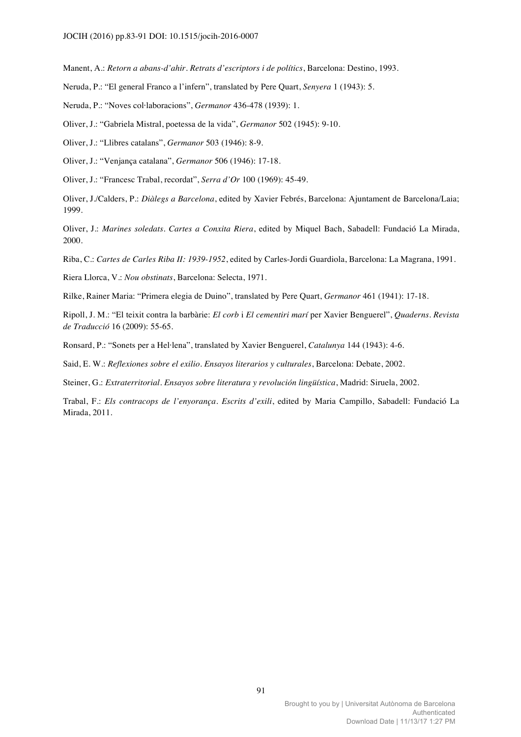Manent, A.: *Retorn a abans-d'ahir. Retrats d'escriptors i de polítics*, Barcelona: Destino, 1993.

Neruda, P.: "El general Franco a l'infern", translated by Pere Quart, *Senyera* 1 (1943): 5.

Neruda, P.: "Noves col·laboracions", *Germanor* 436-478 (1939): 1.

Oliver, J.: "Gabriela Mistral, poetessa de la vida", *Germanor* 502 (1945): 9-10.

Oliver, J.: "Llibres catalans", *Germanor* 503 (1946): 8-9.

Oliver, J.: "Venjança catalana", *Germanor* 506 (1946): 17-18.

Oliver, J.: "Francesc Trabal, recordat", *Serra d'Or* 100 (1969): 45-49.

Oliver, J./Calders, P.: *Diàlegs a Barcelona*, edited by Xavier Febrés, Barcelona: Ajuntament de Barcelona/Laia; 1999.

Oliver, J.: *Marines soledats. Cartes a Conxita Riera*, edited by Miquel Bach, Sabadell: Fundació La Mirada, 2000.

Riba, C.: *Cartes de Carles Riba II: 1939-1952*, edited by Carles-Jordi Guardiola, Barcelona: La Magrana, 1991.

Riera Llorca, V.: *Nou obstinats*, Barcelona: Selecta, 1971.

Rilke, Rainer Maria: "Primera elegia de Duino", translated by Pere Quart, *Germanor* 461 (1941): 17-18.

Ripoll, J. M.: "El teixit contra la barbàrie: *El corb* i *El cementiri marí* per Xavier Benguerel", *Quaderns. Revista de Traducció* 16 (2009): 55-65.

Ronsard, P.: "Sonets per a Hel·lena", translated by Xavier Benguerel, *Catalunya* 144 (1943): 4-6.

Said, E. W.: *Reflexiones sobre el exilio. Ensayos literarios y culturales*, Barcelona: Debate, 2002.

Steiner, G.: *Extraterritorial. Ensayos sobre literatura y revolución lingüística*, Madrid: Siruela, 2002.

Trabal, F.: *Els contracops de l'enyorança. Escrits d'exili*, edited by Maria Campillo, Sabadell: Fundació La Mirada, 2011.